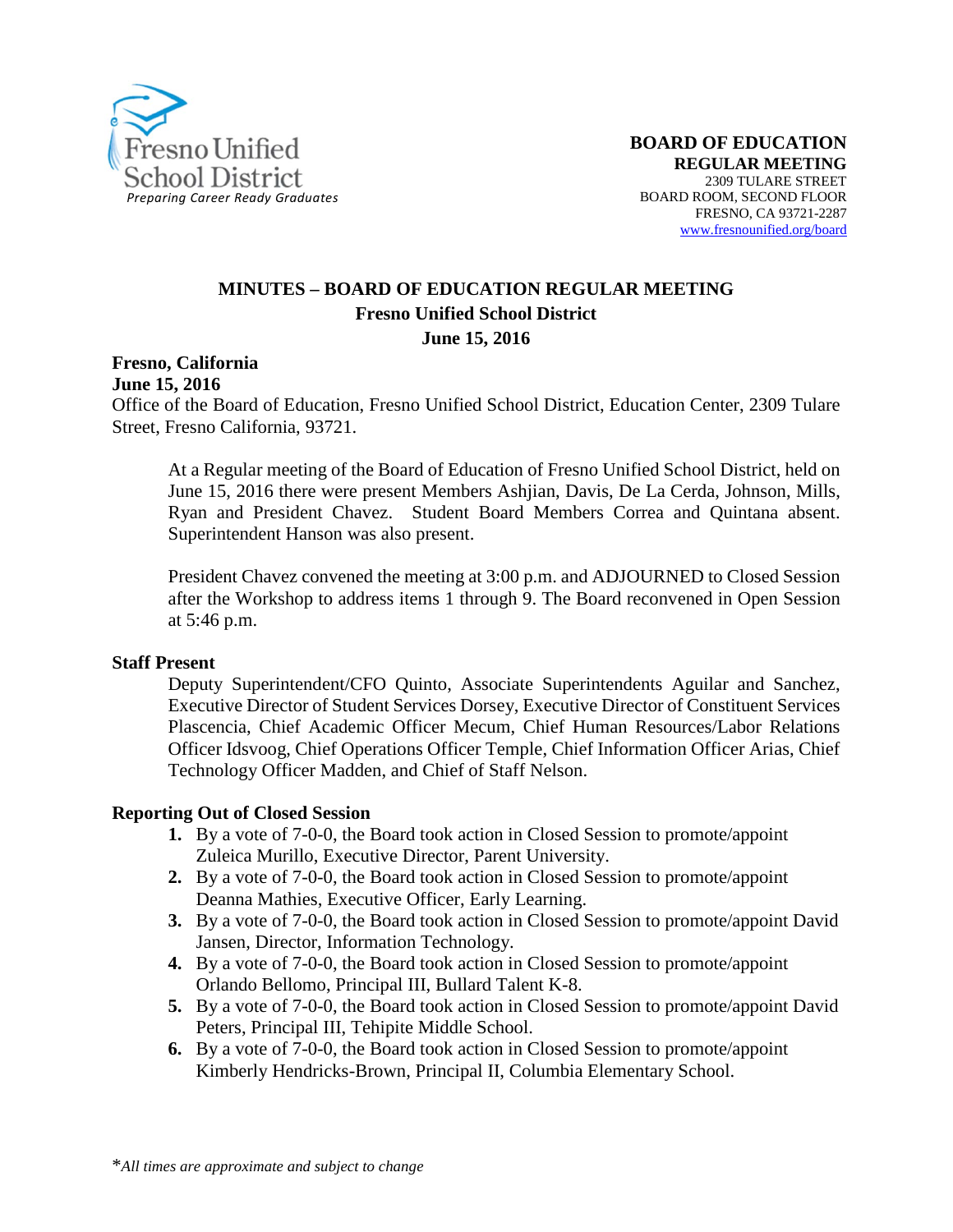Fresno Unified School District
*Preparing Career Ready Graduates*

**BOARD OF EDUCATION**
**REGULAR MEETING**
2309 TULARE STREET
BOARD ROOM, SECOND FLOOR
FRESNO, CA 93721-2287
www.fresnounified.org/board

# MINUTES – BOARD OF EDUCATION REGULAR MEETING
## Fresno Unified School District
## June 15, 2016

**Fresno, California**
**June 15, 2016**
Office of the Board of Education, Fresno Unified School District, Education Center, 2309 Tulare Street, Fresno California, 93721.

At a Regular meeting of the Board of Education of Fresno Unified School District, held on June 15, 2016 there were present Members Ashjian, Davis, De La Cerda, Johnson, Mills, Ryan and President Chavez. Student Board Members Correa and Quintana absent. Superintendent Hanson was also present.

President Chavez convened the meeting at 3:00 p.m. and ADJOURNED to Closed Session after the Workshop to address items 1 through 9. The Board reconvened in Open Session at 5:46 p.m.

**Staff Present**

Deputy Superintendent/CFO Quinto, Associate Superintendents Aguilar and Sanchez, Executive Director of Student Services Dorsey, Executive Director of Constituent Services Plascencia, Chief Academic Officer Mecum, Chief Human Resources/Labor Relations Officer Idsvoog, Chief Operations Officer Temple, Chief Information Officer Arias, Chief Technology Officer Madden, and Chief of Staff Nelson.

**Reporting Out of Closed Session**

1. By a vote of 7-0-0, the Board took action in Closed Session to promote/appoint Zuleica Murillo, Executive Director, Parent University.
2. By a vote of 7-0-0, the Board took action in Closed Session to promote/appoint Deanna Mathies, Executive Officer, Early Learning.
3. By a vote of 7-0-0, the Board took action in Closed Session to promote/appoint David Jansen, Director, Information Technology.
4. By a vote of 7-0-0, the Board took action in Closed Session to promote/appoint Orlando Bellomo, Principal III, Bullard Talent K-8.
5. By a vote of 7-0-0, the Board took action in Closed Session to promote/appoint David Peters, Principal III, Tehipite Middle School.
6. By a vote of 7-0-0, the Board took action in Closed Session to promote/appoint Kimberly Hendricks-Brown, Principal II, Columbia Elementary School.

*\*All times are approximate and subject to change*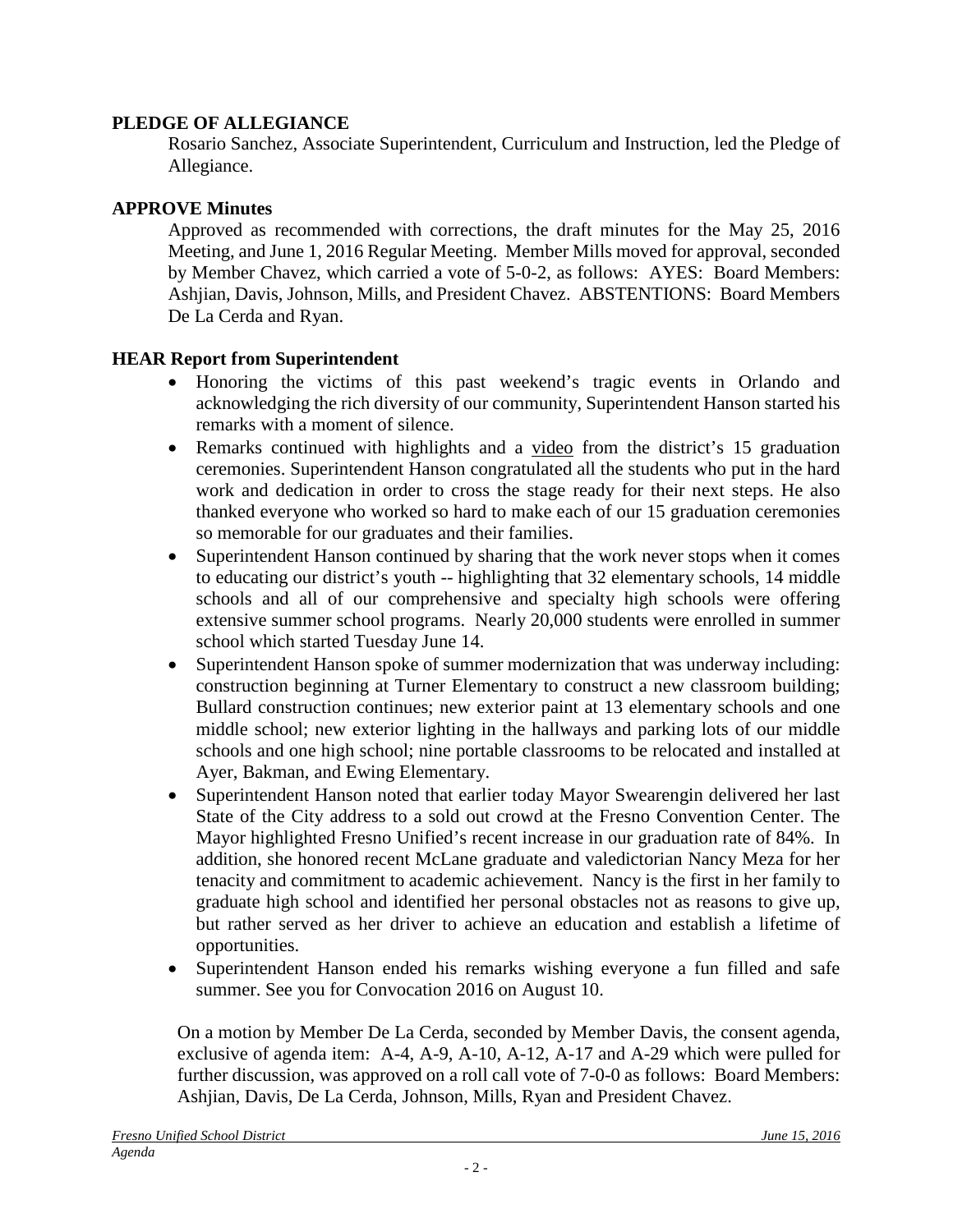## PLEDGE OF ALLEGIANCE

Rosario Sanchez, Associate Superintendent, Curriculum and Instruction, led the Pledge of Allegiance.

## APPROVE Minutes

Approved as recommended with corrections, the draft minutes for the May 25, 2016 Meeting, and June 1, 2016 Regular Meeting. Member Mills moved for approval, seconded by Member Chavez, which carried a vote of 5-0-2, as follows: AYES: Board Members: Ashjian, Davis, Johnson, Mills, and President Chavez. ABSTENTIONS: Board Members De La Cerda and Ryan.

## HEAR Report from Superintendent

- Honoring the victims of this past weekend's tragic events in Orlando and acknowledging the rich diversity of our community, Superintendent Hanson started his remarks with a moment of silence.
- Remarks continued with highlights and a video from the district's 15 graduation ceremonies. Superintendent Hanson congratulated all the students who put in the hard work and dedication in order to cross the stage ready for their next steps. He also thanked everyone who worked so hard to make each of our 15 graduation ceremonies so memorable for our graduates and their families.
- Superintendent Hanson continued by sharing that the work never stops when it comes to educating our district's youth -- highlighting that 32 elementary schools, 14 middle schools and all of our comprehensive and specialty high schools were offering extensive summer school programs. Nearly 20,000 students were enrolled in summer school which started Tuesday June 14.
- Superintendent Hanson spoke of summer modernization that was underway including: construction beginning at Turner Elementary to construct a new classroom building; Bullard construction continues; new exterior paint at 13 elementary schools and one middle school; new exterior lighting in the hallways and parking lots of our middle schools and one high school; nine portable classrooms to be relocated and installed at Ayer, Bakman, and Ewing Elementary.
- Superintendent Hanson noted that earlier today Mayor Swearengin delivered her last State of the City address to a sold out crowd at the Fresno Convention Center. The Mayor highlighted Fresno Unified's recent increase in our graduation rate of 84%. In addition, she honored recent McLane graduate and valedictorian Nancy Meza for her tenacity and commitment to academic achievement. Nancy is the first in her family to graduate high school and identified her personal obstacles not as reasons to give up, but rather served as her driver to achieve an education and establish a lifetime of opportunities.
- Superintendent Hanson ended his remarks wishing everyone a fun filled and safe summer. See you for Convocation 2016 on August 10.

On a motion by Member De La Cerda, seconded by Member Davis, the consent agenda, exclusive of agenda item: A-4, A-9, A-10, A-12, A-17 and A-29 which were pulled for further discussion, was approved on a roll call vote of 7-0-0 as follows: Board Members: Ashjian, Davis, De La Cerda, Johnson, Mills, Ryan and President Chavez.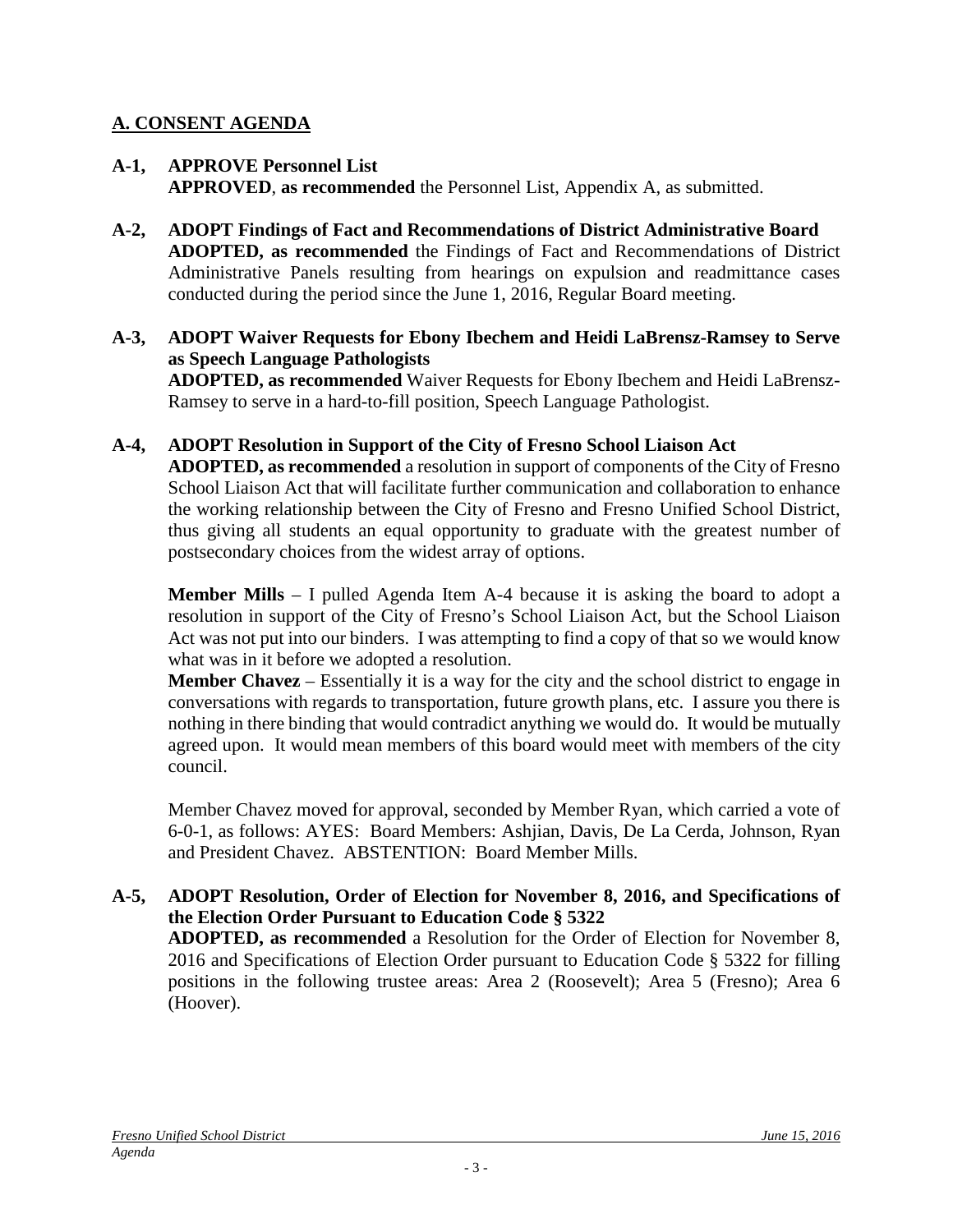## A. CONSENT AGENDA

**A-1, APPROVE Personnel List**
**APPROVED**, **as recommended** the Personnel List, Appendix A, as submitted.

**A-2, ADOPT Findings of Fact and Recommendations of District Administrative Board**
**ADOPTED, as recommended** the Findings of Fact and Recommendations of District Administrative Panels resulting from hearings on expulsion and readmittance cases conducted during the period since the June 1, 2016, Regular Board meeting.

**A-3, ADOPT Waiver Requests for Ebony Ibechem and Heidi LaBrensz-Ramsey to Serve as Speech Language Pathologists**
**ADOPTED, as recommended** Waiver Requests for Ebony Ibechem and Heidi LaBrensz-Ramsey to serve in a hard-to-fill position, Speech Language Pathologist.

**A-4, ADOPT Resolution in Support of the City of Fresno School Liaison Act**
**ADOPTED, as recommended** a resolution in support of components of the City of Fresno School Liaison Act that will facilitate further communication and collaboration to enhance the working relationship between the City of Fresno and Fresno Unified School District, thus giving all students an equal opportunity to graduate with the greatest number of postsecondary choices from the widest array of options.

**Member Mills** – I pulled Agenda Item A-4 because it is asking the board to adopt a resolution in support of the City of Fresno's School Liaison Act, but the School Liaison Act was not put into our binders. I was attempting to find a copy of that so we would know what was in it before we adopted a resolution.
**Member Chavez** – Essentially it is a way for the city and the school district to engage in conversations with regards to transportation, future growth plans, etc. I assure you there is nothing in there binding that would contradict anything we would do. It would be mutually agreed upon. It would mean members of this board would meet with members of the city council.

Member Chavez moved for approval, seconded by Member Ryan, which carried a vote of 6-0-1, as follows: AYES: Board Members: Ashjian, Davis, De La Cerda, Johnson, Ryan and President Chavez. ABSTENTION: Board Member Mills.

**A-5, ADOPT Resolution, Order of Election for November 8, 2016, and Specifications of the Election Order Pursuant to Education Code § 5322**
**ADOPTED, as recommended** a Resolution for the Order of Election for November 8, 2016 and Specifications of Election Order pursuant to Education Code § 5322 for filling positions in the following trustee areas: Area 2 (Roosevelt); Area 5 (Fresno); Area 6 (Hoover).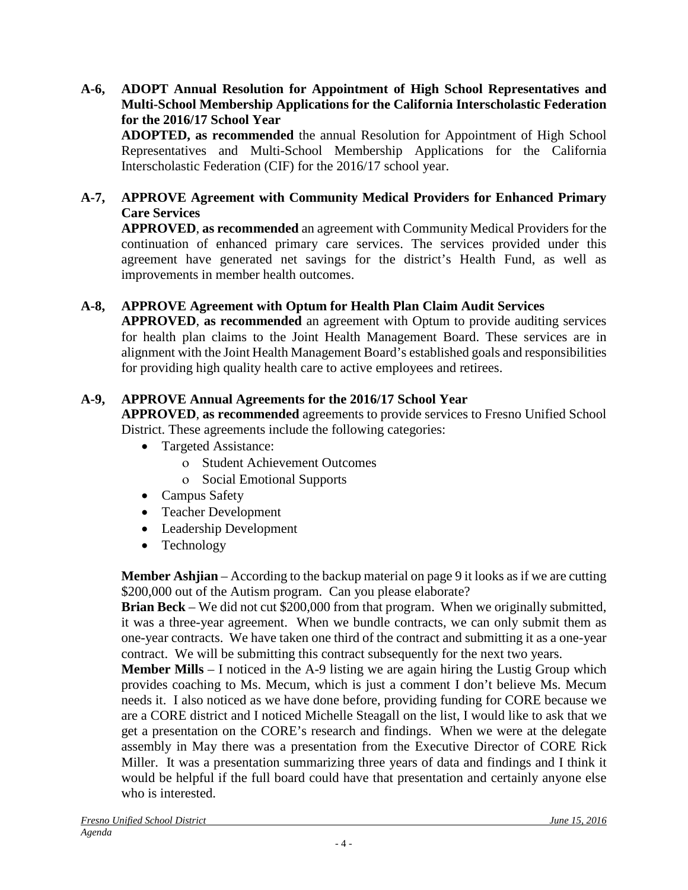**A-6, ADOPT Annual Resolution for Appointment of High School Representatives and Multi-School Membership Applications for the California Interscholastic Federation for the 2016/17 School Year**

**ADOPTED, as recommended** the annual Resolution for Appointment of High School Representatives and Multi-School Membership Applications for the California Interscholastic Federation (CIF) for the 2016/17 school year.

**A-7, APPROVE Agreement with Community Medical Providers for Enhanced Primary Care Services**

**APPROVED**, **as recommended** an agreement with Community Medical Providers for the continuation of enhanced primary care services. The services provided under this agreement have generated net savings for the district's Health Fund, as well as improvements in member health outcomes.

**A-8, APPROVE Agreement with Optum for Health Plan Claim Audit Services**

**APPROVED**, **as recommended** an agreement with Optum to provide auditing services for health plan claims to the Joint Health Management Board. These services are in alignment with the Joint Health Management Board's established goals and responsibilities for providing high quality health care to active employees and retirees.

**A-9, APPROVE Annual Agreements for the 2016/17 School Year**

**APPROVED**, **as recommended** agreements to provide services to Fresno Unified School District. These agreements include the following categories:

- Targeted Assistance:
  - Student Achievement Outcomes
  - Social Emotional Supports
- Campus Safety
- Teacher Development
- Leadership Development
- Technology

**Member Ashjian** – According to the backup material on page 9 it looks as if we are cutting $200,000 out of the Autism program. Can you please elaborate?

**Brian Beck** – We did not cut $200,000 from that program. When we originally submitted, it was a three-year agreement. When we bundle contracts, we can only submit them as one-year contracts. We have taken one third of the contract and submitting it as a one-year contract. We will be submitting this contract subsequently for the next two years.

**Member Mills** – I noticed in the A-9 listing we are again hiring the Lustig Group which provides coaching to Ms. Mecum, which is just a comment I don't believe Ms. Mecum needs it. I also noticed as we have done before, providing funding for CORE because we are a CORE district and I noticed Michelle Steagall on the list, I would like to ask that we get a presentation on the CORE's research and findings. When we were at the delegate assembly in May there was a presentation from the Executive Director of CORE Rick Miller. It was a presentation summarizing three years of data and findings and I think it would be helpful if the full board could have that presentation and certainly anyone else who is interested.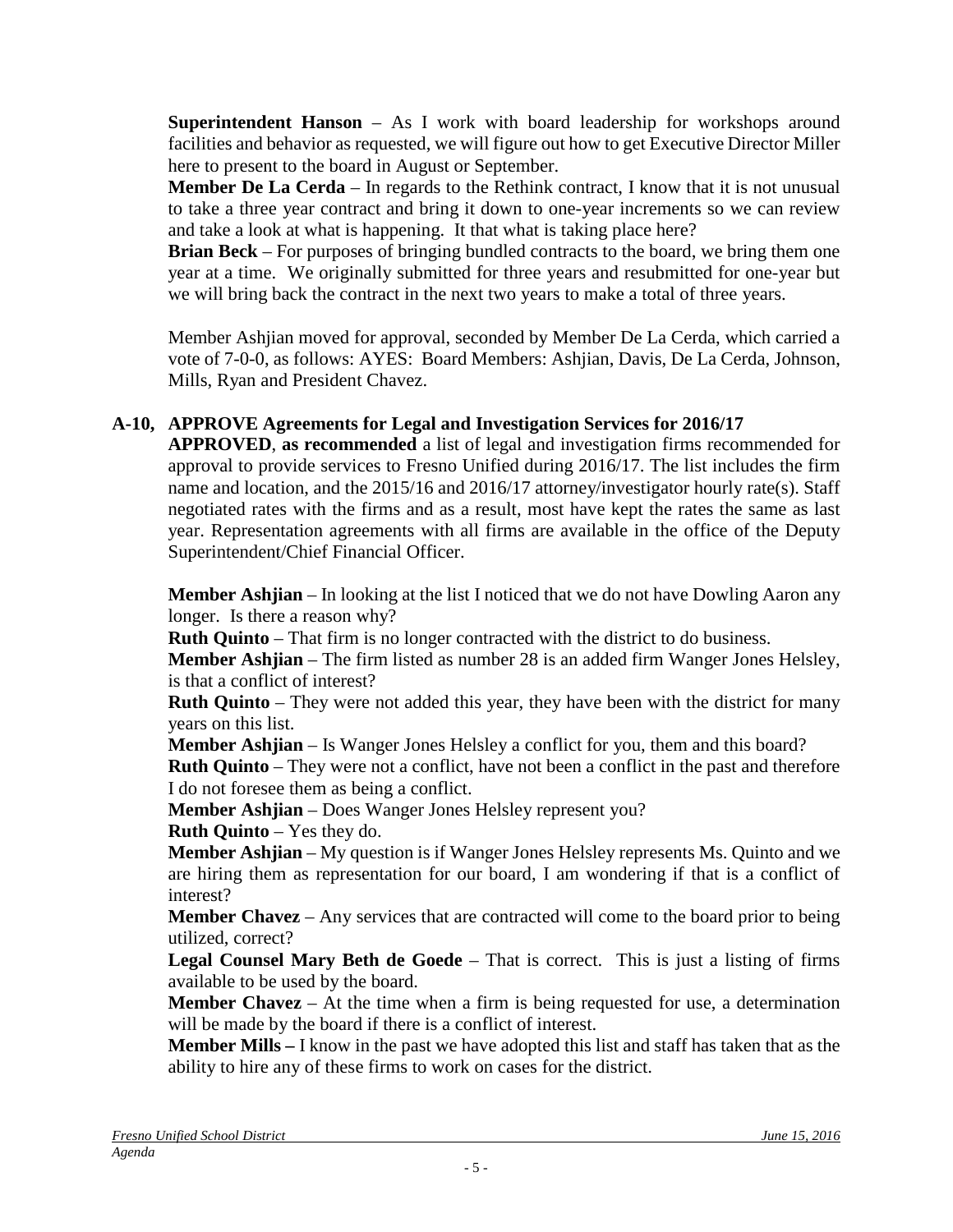**Superintendent Hanson** – As I work with board leadership for workshops around facilities and behavior as requested, we will figure out how to get Executive Director Miller here to present to the board in August or September.

**Member De La Cerda** – In regards to the Rethink contract, I know that it is not unusual to take a three year contract and bring it down to one-year increments so we can review and take a look at what is happening. It that what is taking place here?

**Brian Beck** – For purposes of bringing bundled contracts to the board, we bring them one year at a time. We originally submitted for three years and resubmitted for one-year but we will bring back the contract in the next two years to make a total of three years.

Member Ashjian moved for approval, seconded by Member De La Cerda, which carried a vote of 7-0-0, as follows: AYES: Board Members: Ashjian, Davis, De La Cerda, Johnson, Mills, Ryan and President Chavez.

## A-10, APPROVE Agreements for Legal and Investigation Services for 2016/17

**APPROVED**, **as recommended** a list of legal and investigation firms recommended for approval to provide services to Fresno Unified during 2016/17. The list includes the firm name and location, and the 2015/16 and 2016/17 attorney/investigator hourly rate(s). Staff negotiated rates with the firms and as a result, most have kept the rates the same as last year. Representation agreements with all firms are available in the office of the Deputy Superintendent/Chief Financial Officer.

**Member Ashjian** – In looking at the list I noticed that we do not have Dowling Aaron any longer. Is there a reason why?

**Ruth Quinto** – That firm is no longer contracted with the district to do business.

**Member Ashjian** – The firm listed as number 28 is an added firm Wanger Jones Helsley, is that a conflict of interest?

**Ruth Quinto** – They were not added this year, they have been with the district for many years on this list.

**Member Ashjian** – Is Wanger Jones Helsley a conflict for you, them and this board?

**Ruth Quinto** – They were not a conflict, have not been a conflict in the past and therefore I do not foresee them as being a conflict.

**Member Ashjian** – Does Wanger Jones Helsley represent you?

**Ruth Quinto** – Yes they do.

**Member Ashjian** – My question is if Wanger Jones Helsley represents Ms. Quinto and we are hiring them as representation for our board, I am wondering if that is a conflict of interest?

**Member Chavez** – Any services that are contracted will come to the board prior to being utilized, correct?

**Legal Counsel Mary Beth de Goede** – That is correct. This is just a listing of firms available to be used by the board.

**Member Chavez** – At the time when a firm is being requested for use, a determination will be made by the board if there is a conflict of interest.

**Member Mills –** I know in the past we have adopted this list and staff has taken that as the ability to hire any of these firms to work on cases for the district.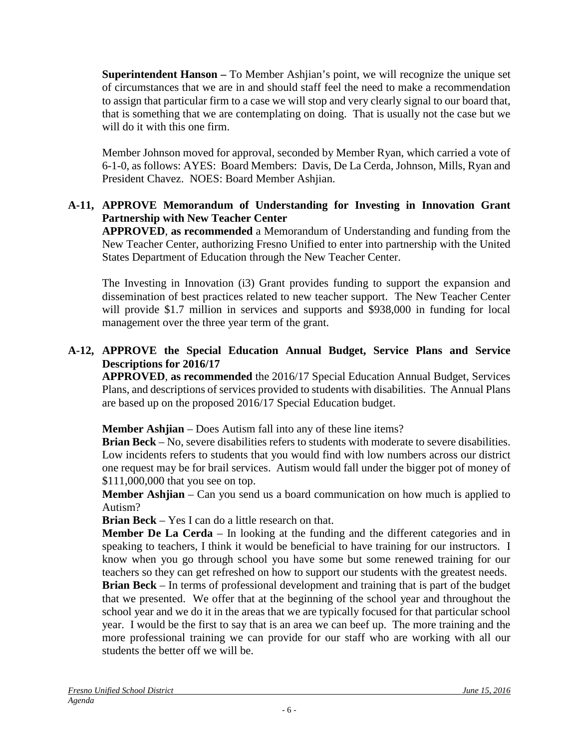**Superintendent Hanson –** To Member Ashjian's point, we will recognize the unique set of circumstances that we are in and should staff feel the need to make a recommendation to assign that particular firm to a case we will stop and very clearly signal to our board that, that is something that we are contemplating on doing. That is usually not the case but we will do it with this one firm.

Member Johnson moved for approval, seconded by Member Ryan, which carried a vote of 6-1-0, as follows: AYES: Board Members: Davis, De La Cerda, Johnson, Mills, Ryan and President Chavez. NOES: Board Member Ashjian.

**A-11, APPROVE Memorandum of Understanding for Investing in Innovation Grant Partnership with New Teacher Center**

**APPROVED**, **as recommended** a Memorandum of Understanding and funding from the New Teacher Center, authorizing Fresno Unified to enter into partnership with the United States Department of Education through the New Teacher Center.

The Investing in Innovation (i3) Grant provides funding to support the expansion and dissemination of best practices related to new teacher support. The New Teacher Center will provide $1.7 million in services and supports and $938,000 in funding for local management over the three year term of the grant.

**A-12, APPROVE the Special Education Annual Budget, Service Plans and Service Descriptions for 2016/17**

**APPROVED**, **as recommended** the 2016/17 Special Education Annual Budget, Services Plans, and descriptions of services provided to students with disabilities. The Annual Plans are based up on the proposed 2016/17 Special Education budget.

**Member Ashjian** – Does Autism fall into any of these line items?

**Brian Beck** – No, severe disabilities refers to students with moderate to severe disabilities. Low incidents refers to students that you would find with low numbers across our district one request may be for brail services. Autism would fall under the bigger pot of money of $111,000,000 that you see on top.

**Member Ashjian** – Can you send us a board communication on how much is applied to Autism?

**Brian Beck** – Yes I can do a little research on that.

**Member De La Cerda** – In looking at the funding and the different categories and in speaking to teachers, I think it would be beneficial to have training for our instructors. I know when you go through school you have some but some renewed training for our teachers so they can get refreshed on how to support our students with the greatest needs.

**Brian Beck** – In terms of professional development and training that is part of the budget that we presented. We offer that at the beginning of the school year and throughout the school year and we do it in the areas that we are typically focused for that particular school year. I would be the first to say that is an area we can beef up. The more training and the more professional training we can provide for our staff who are working with all our students the better off we will be.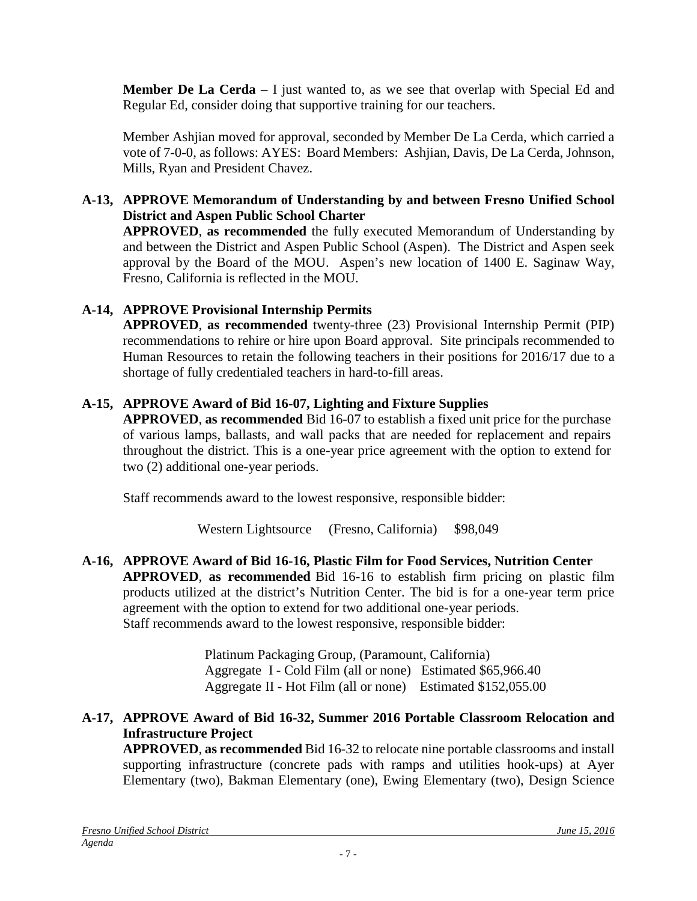**Member De La Cerda** – I just wanted to, as we see that overlap with Special Ed and Regular Ed, consider doing that supportive training for our teachers.

Member Ashjian moved for approval, seconded by Member De La Cerda, which carried a vote of 7-0-0, as follows: AYES: Board Members: Ashjian, Davis, De La Cerda, Johnson, Mills, Ryan and President Chavez.

**A-13, APPROVE Memorandum of Understanding by and between Fresno Unified School District and Aspen Public School Charter**

**APPROVED**, **as recommended** the fully executed Memorandum of Understanding by and between the District and Aspen Public School (Aspen). The District and Aspen seek approval by the Board of the MOU. Aspen's new location of 1400 E. Saginaw Way, Fresno, California is reflected in the MOU.

**A-14, APPROVE Provisional Internship Permits**

**APPROVED**, **as recommended** twenty-three (23) Provisional Internship Permit (PIP) recommendations to rehire or hire upon Board approval. Site principals recommended to Human Resources to retain the following teachers in their positions for 2016/17 due to a shortage of fully credentialed teachers in hard-to-fill areas.

**A-15, APPROVE Award of Bid 16-07, Lighting and Fixture Supplies**

**APPROVED**, **as recommended** Bid 16-07 to establish a fixed unit price for the purchase of various lamps, ballasts, and wall packs that are needed for replacement and repairs throughout the district. This is a one-year price agreement with the option to extend for two (2) additional one-year periods.

Staff recommends award to the lowest responsive, responsible bidder:

Western Lightsource (Fresno, California) $98,049

**A-16, APPROVE Award of Bid 16-16, Plastic Film for Food Services, Nutrition Center**

**APPROVED**, **as recommended** Bid 16-16 to establish firm pricing on plastic film products utilized at the district's Nutrition Center. The bid is for a one-year term price agreement with the option to extend for two additional one-year periods.
Staff recommends award to the lowest responsive, responsible bidder:

Platinum Packaging Group, (Paramount, California)
Aggregate I - Cold Film (all or none) Estimated $65,966.40
Aggregate II - Hot Film (all or none) Estimated $152,055.00

**A-17, APPROVE Award of Bid 16-32, Summer 2016 Portable Classroom Relocation and Infrastructure Project**

**APPROVED**, **as recommended** Bid 16-32 to relocate nine portable classrooms and install supporting infrastructure (concrete pads with ramps and utilities hook-ups) at Ayer Elementary (two), Bakman Elementary (one), Ewing Elementary (two), Design Science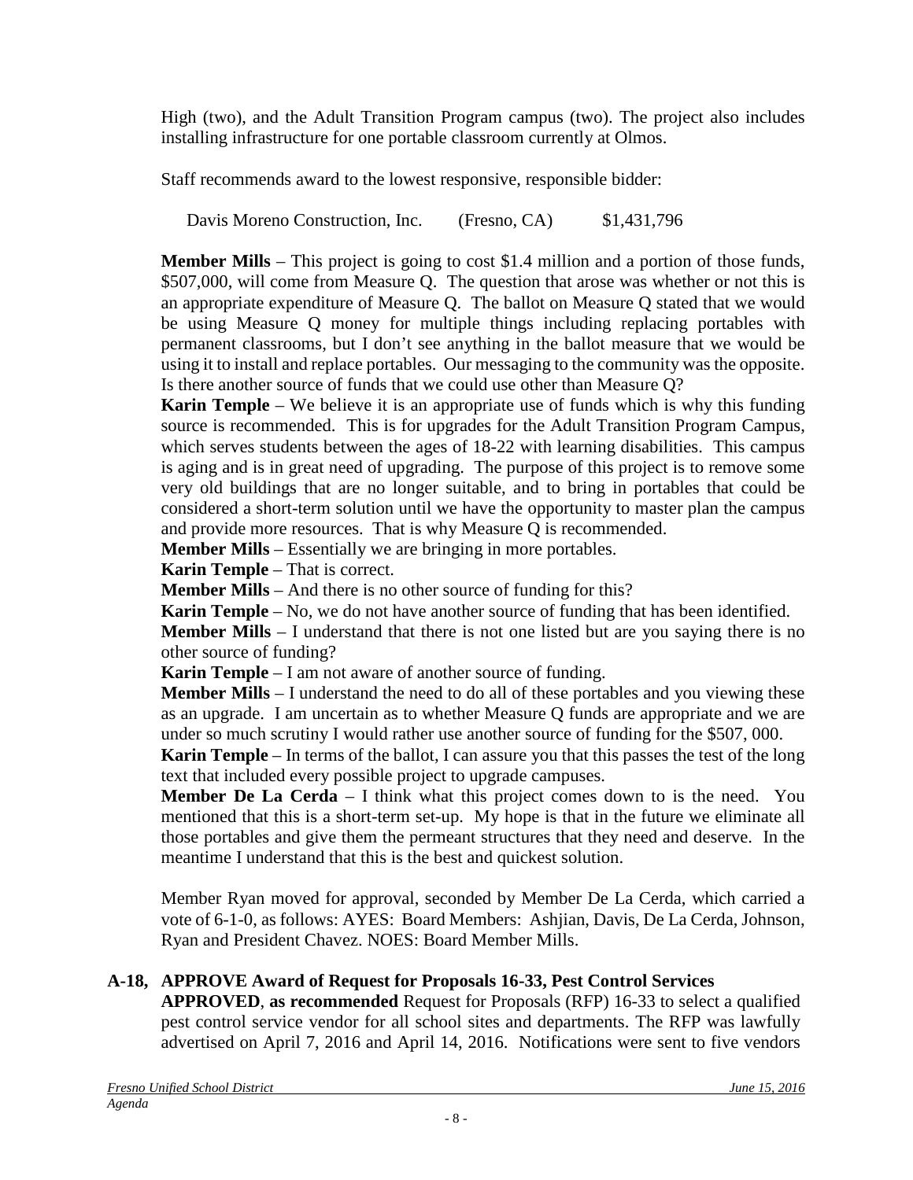High (two), and the Adult Transition Program campus (two). The project also includes installing infrastructure for one portable classroom currently at Olmos.

Staff recommends award to the lowest responsive, responsible bidder:

Davis Moreno Construction, Inc. (Fresno, CA) $1,431,796

**Member Mills** – This project is going to cost $1.4 million and a portion of those funds, $507,000, will come from Measure Q. The question that arose was whether or not this is an appropriate expenditure of Measure Q. The ballot on Measure Q stated that we would be using Measure Q money for multiple things including replacing portables with permanent classrooms, but I don't see anything in the ballot measure that we would be using it to install and replace portables. Our messaging to the community was the opposite. Is there another source of funds that we could use other than Measure Q?

**Karin Temple** – We believe it is an appropriate use of funds which is why this funding source is recommended. This is for upgrades for the Adult Transition Program Campus, which serves students between the ages of 18-22 with learning disabilities. This campus is aging and is in great need of upgrading. The purpose of this project is to remove some very old buildings that are no longer suitable, and to bring in portables that could be considered a short-term solution until we have the opportunity to master plan the campus and provide more resources. That is why Measure Q is recommended.

**Member Mills** – Essentially we are bringing in more portables.

**Karin Temple** – That is correct.

**Member Mills** – And there is no other source of funding for this?

**Karin Temple** – No, we do not have another source of funding that has been identified.

**Member Mills** – I understand that there is not one listed but are you saying there is no other source of funding?

**Karin Temple** – I am not aware of another source of funding.

**Member Mills** – I understand the need to do all of these portables and you viewing these as an upgrade. I am uncertain as to whether Measure Q funds are appropriate and we are under so much scrutiny I would rather use another source of funding for the $507, 000.

**Karin Temple** – In terms of the ballot, I can assure you that this passes the test of the long text that included every possible project to upgrade campuses.

**Member De La Cerda** – I think what this project comes down to is the need. You mentioned that this is a short-term set-up. My hope is that in the future we eliminate all those portables and give them the permeant structures that they need and deserve. In the meantime I understand that this is the best and quickest solution.

Member Ryan moved for approval, seconded by Member De La Cerda, which carried a vote of 6-1-0, as follows: AYES: Board Members: Ashjian, Davis, De La Cerda, Johnson, Ryan and President Chavez. NOES: Board Member Mills.

**A-18, APPROVE Award of Request for Proposals 16-33, Pest Control Services**

**APPROVED**, **as recommended** Request for Proposals (RFP) 16-33 to select a qualified pest control service vendor for all school sites and departments. The RFP was lawfully advertised on April 7, 2016 and April 14, 2016. Notifications were sent to five vendors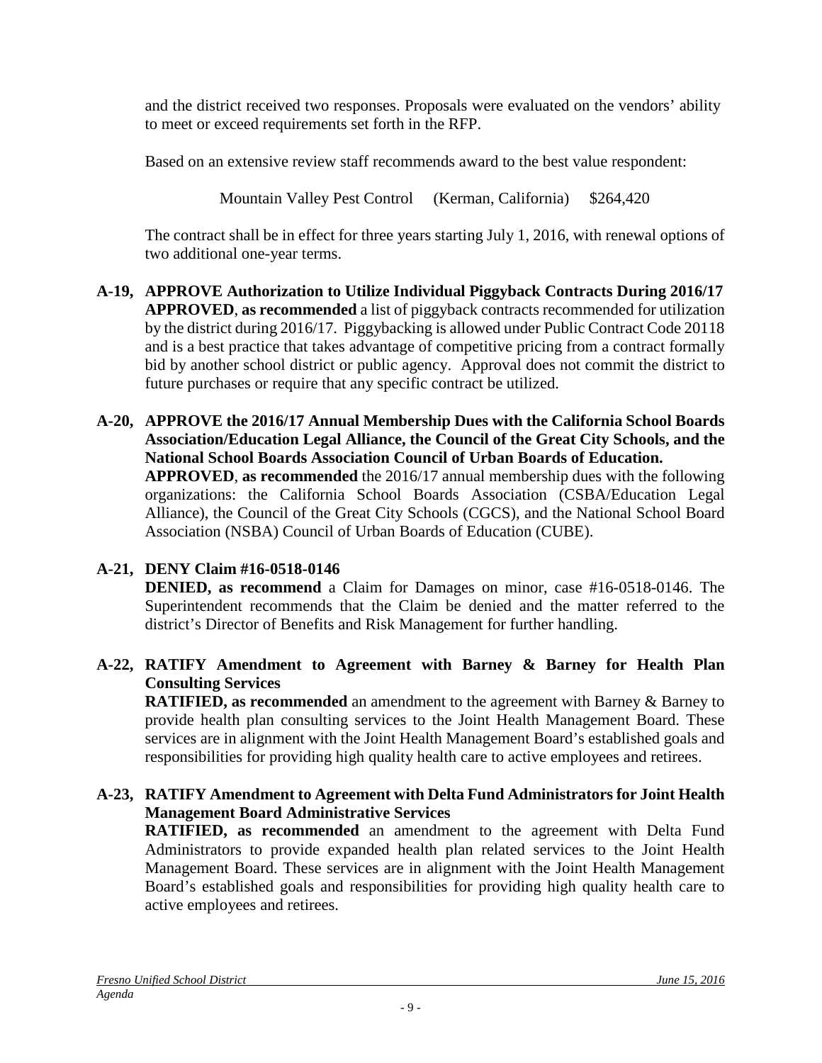and the district received two responses. Proposals were evaluated on the vendors' ability to meet or exceed requirements set forth in the RFP.

Based on an extensive review staff recommends award to the best value respondent:

Mountain Valley Pest Control (Kerman, California) $264,420

The contract shall be in effect for three years starting July 1, 2016, with renewal options of two additional one-year terms.

**A-19, APPROVE Authorization to Utilize Individual Piggyback Contracts During 2016/17**
**APPROVED**, **as recommended** a list of piggyback contracts recommended for utilization by the district during 2016/17. Piggybacking is allowed under Public Contract Code 20118 and is a best practice that takes advantage of competitive pricing from a contract formally bid by another school district or public agency. Approval does not commit the district to future purchases or require that any specific contract be utilized.

**A-20, APPROVE the 2016/17 Annual Membership Dues with the California School Boards Association/Education Legal Alliance, the Council of the Great City Schools, and the National School Boards Association Council of Urban Boards of Education.**
**APPROVED**, **as recommended** the 2016/17 annual membership dues with the following organizations: the California School Boards Association (CSBA/Education Legal Alliance), the Council of the Great City Schools (CGCS), and the National School Board Association (NSBA) Council of Urban Boards of Education (CUBE).

**A-21, DENY Claim #16-0518-0146**
**DENIED, as recommend** a Claim for Damages on minor, case #16-0518-0146. The Superintendent recommends that the Claim be denied and the matter referred to the district's Director of Benefits and Risk Management for further handling.

**A-22, RATIFY Amendment to Agreement with Barney & Barney for Health Plan Consulting Services**
**RATIFIED, as recommended** an amendment to the agreement with Barney & Barney to provide health plan consulting services to the Joint Health Management Board. These services are in alignment with the Joint Health Management Board's established goals and responsibilities for providing high quality health care to active employees and retirees.

**A-23, RATIFY Amendment to Agreement with Delta Fund Administrators for Joint Health Management Board Administrative Services**
**RATIFIED, as recommended** an amendment to the agreement with Delta Fund Administrators to provide expanded health plan related services to the Joint Health Management Board. These services are in alignment with the Joint Health Management Board's established goals and responsibilities for providing high quality health care to active employees and retirees.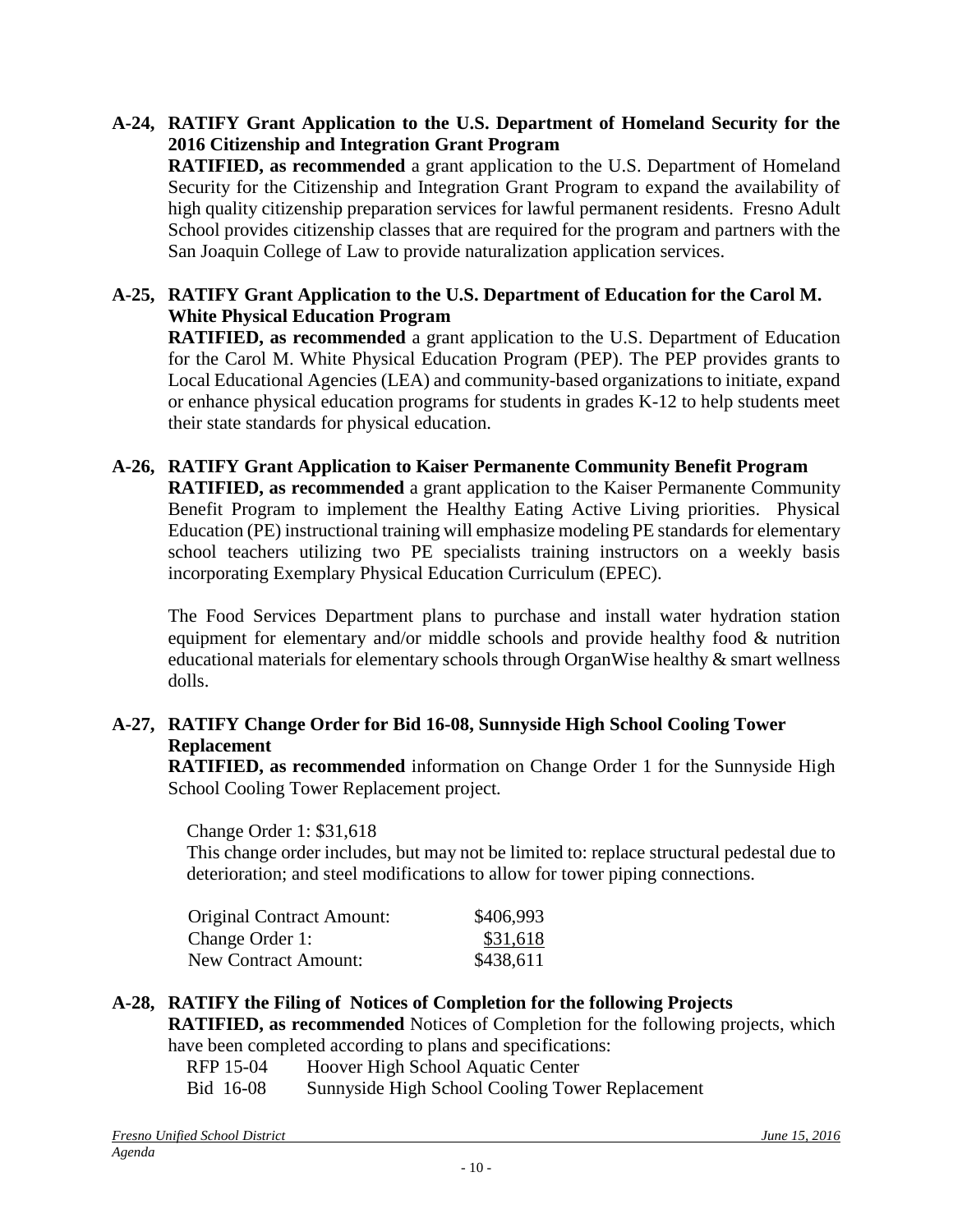**A-24, RATIFY Grant Application to the U.S. Department of Homeland Security for the 2016 Citizenship and Integration Grant Program**

**RATIFIED, as recommended** a grant application to the U.S. Department of Homeland Security for the Citizenship and Integration Grant Program to expand the availability of high quality citizenship preparation services for lawful permanent residents. Fresno Adult School provides citizenship classes that are required for the program and partners with the San Joaquin College of Law to provide naturalization application services.

**A-25, RATIFY Grant Application to the U.S. Department of Education for the Carol M. White Physical Education Program**

**RATIFIED, as recommended** a grant application to the U.S. Department of Education for the Carol M. White Physical Education Program (PEP). The PEP provides grants to Local Educational Agencies (LEA) and community-based organizations to initiate, expand or enhance physical education programs for students in grades K-12 to help students meet their state standards for physical education.

**A-26, RATIFY Grant Application to Kaiser Permanente Community Benefit Program**

**RATIFIED, as recommended** a grant application to the Kaiser Permanente Community Benefit Program to implement the Healthy Eating Active Living priorities. Physical Education (PE) instructional training will emphasize modeling PE standards for elementary school teachers utilizing two PE specialists training instructors on a weekly basis incorporating Exemplary Physical Education Curriculum (EPEC).

The Food Services Department plans to purchase and install water hydration station equipment for elementary and/or middle schools and provide healthy food & nutrition educational materials for elementary schools through OrganWise healthy & smart wellness dolls.

**A-27, RATIFY Change Order for Bid 16-08, Sunnyside High School Cooling Tower Replacement**

**RATIFIED, as recommended** information on Change Order 1 for the Sunnyside High School Cooling Tower Replacement project.

Change Order 1: $31,618
This change order includes, but may not be limited to: replace structural pedestal due to deterioration; and steel modifications to allow for tower piping connections.

| | |
|---|---|
| Original Contract Amount: | $406,993 |
| Change Order 1: | $31,618 |
| New Contract Amount: | $438,611 |

**A-28, RATIFY the Filing of Notices of Completion for the following Projects**

**RATIFIED, as recommended** Notices of Completion for the following projects, which have been completed according to plans and specifications:

| | |
|---|---|
| RFP 15-04 | Hoover High School Aquatic Center |
| Bid 16-08 | Sunnyside High School Cooling Tower Replacement |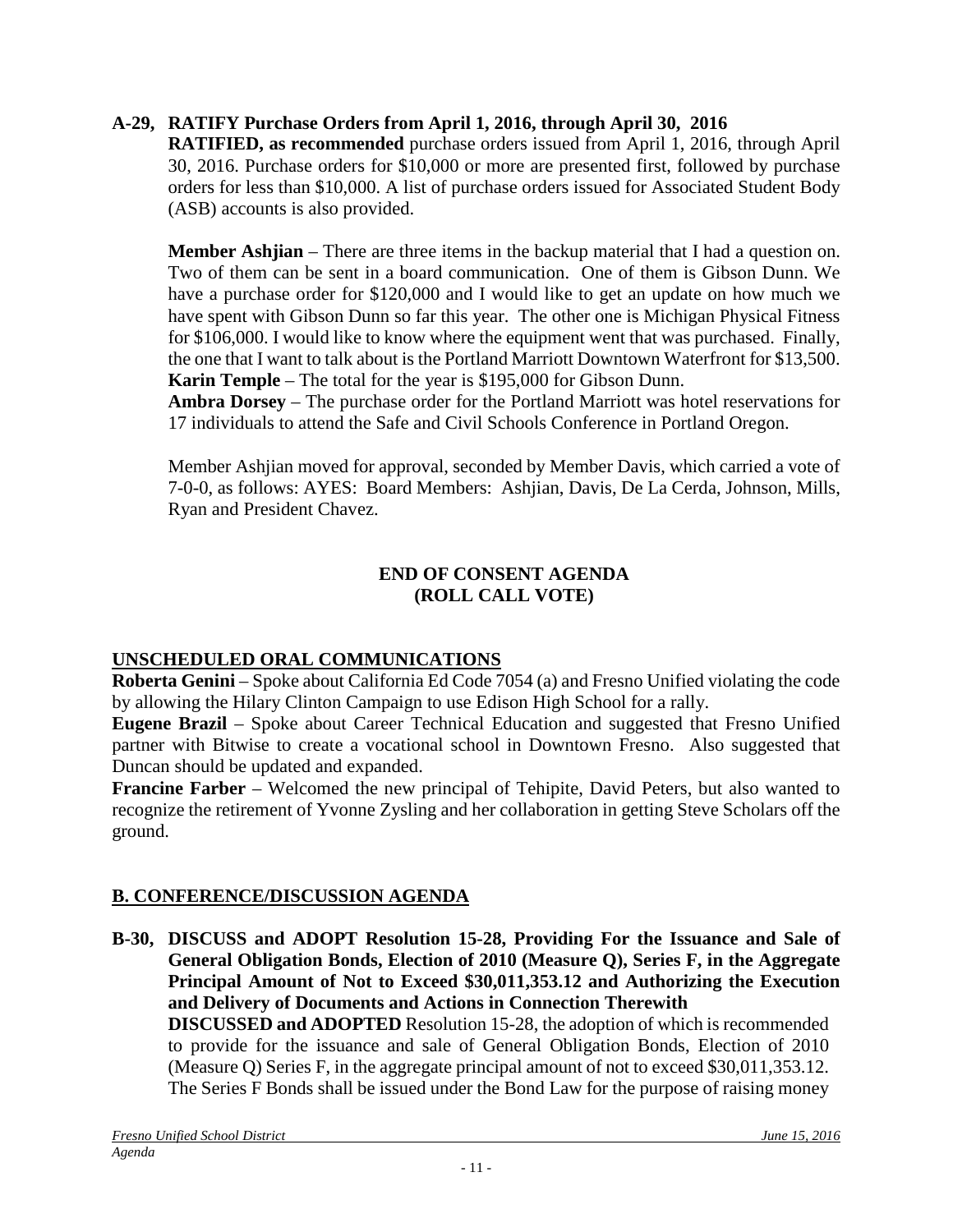**A-29, RATIFY Purchase Orders from April 1, 2016, through April 30, 2016**

**RATIFIED, as recommended** purchase orders issued from April 1, 2016, through April 30, 2016. Purchase orders for $10,000 or more are presented first, followed by purchase orders for less than $10,000. A list of purchase orders issued for Associated Student Body (ASB) accounts is also provided.

**Member Ashjian** – There are three items in the backup material that I had a question on. Two of them can be sent in a board communication. One of them is Gibson Dunn. We have a purchase order for $120,000 and I would like to get an update on how much we have spent with Gibson Dunn so far this year. The other one is Michigan Physical Fitness for $106,000. I would like to know where the equipment went that was purchased. Finally, the one that I want to talk about is the Portland Marriott Downtown Waterfront for $13,500.
**Karin Temple** – The total for the year is $195,000 for Gibson Dunn.
**Ambra Dorsey** – The purchase order for the Portland Marriott was hotel reservations for 17 individuals to attend the Safe and Civil Schools Conference in Portland Oregon.

Member Ashjian moved for approval, seconded by Member Davis, which carried a vote of 7-0-0, as follows: AYES: Board Members: Ashjian, Davis, De La Cerda, Johnson, Mills, Ryan and President Chavez.

**END OF CONSENT AGENDA**
**(ROLL CALL VOTE)**

## UNSCHEDULED ORAL COMMUNICATIONS

**Roberta Genini** – Spoke about California Ed Code 7054 (a) and Fresno Unified violating the code by allowing the Hilary Clinton Campaign to use Edison High School for a rally.
**Eugene Brazil** – Spoke about Career Technical Education and suggested that Fresno Unified partner with Bitwise to create a vocational school in Downtown Fresno. Also suggested that Duncan should be updated and expanded.
**Francine Farber** – Welcomed the new principal of Tehipite, David Peters, but also wanted to recognize the retirement of Yvonne Zysling and her collaboration in getting Steve Scholars off the ground.

## B. CONFERENCE/DISCUSSION AGENDA

**B-30, DISCUSS and ADOPT Resolution 15-28, Providing For the Issuance and Sale of General Obligation Bonds, Election of 2010 (Measure Q), Series F, in the Aggregate Principal Amount of Not to Exceed $30,011,353.12 and Authorizing the Execution and Delivery of Documents and Actions in Connection Therewith**

**DISCUSSED and ADOPTED** Resolution 15-28, the adoption of which is recommended to provide for the issuance and sale of General Obligation Bonds, Election of 2010 (Measure Q) Series F, in the aggregate principal amount of not to exceed $30,011,353.12. The Series F Bonds shall be issued under the Bond Law for the purpose of raising money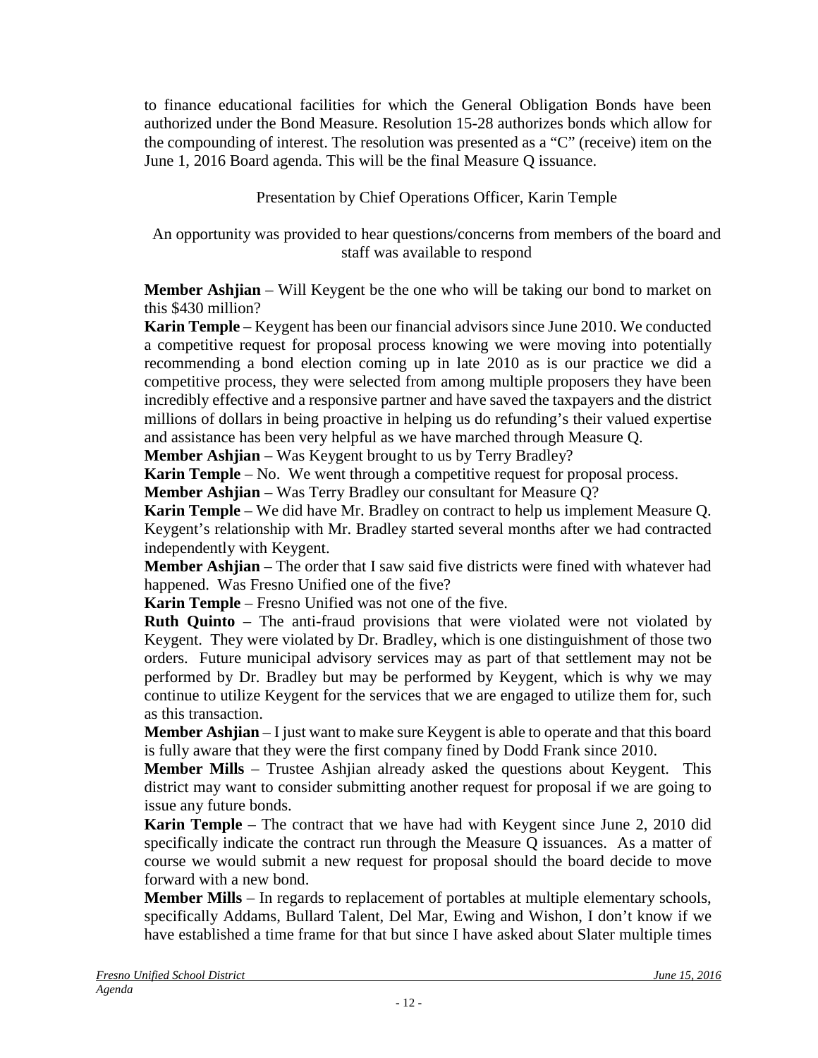to finance educational facilities for which the General Obligation Bonds have been authorized under the Bond Measure. Resolution 15-28 authorizes bonds which allow for the compounding of interest. The resolution was presented as a "C" (receive) item on the June 1, 2016 Board agenda. This will be the final Measure Q issuance.

Presentation by Chief Operations Officer, Karin Temple

An opportunity was provided to hear questions/concerns from members of the board and staff was available to respond

**Member Ashjian** – Will Keygent be the one who will be taking our bond to market on this $430 million?

**Karin Temple** – Keygent has been our financial advisors since June 2010. We conducted a competitive request for proposal process knowing we were moving into potentially recommending a bond election coming up in late 2010 as is our practice we did a competitive process, they were selected from among multiple proposers they have been incredibly effective and a responsive partner and have saved the taxpayers and the district millions of dollars in being proactive in helping us do refunding's their valued expertise and assistance has been very helpful as we have marched through Measure Q.

**Member Ashjian** – Was Keygent brought to us by Terry Bradley?

**Karin Temple** – No. We went through a competitive request for proposal process.

**Member Ashjian** – Was Terry Bradley our consultant for Measure Q?

**Karin Temple** – We did have Mr. Bradley on contract to help us implement Measure Q. Keygent's relationship with Mr. Bradley started several months after we had contracted independently with Keygent.

**Member Ashjian** – The order that I saw said five districts were fined with whatever had happened. Was Fresno Unified one of the five?

**Karin Temple** – Fresno Unified was not one of the five.

**Ruth Quinto** – The anti-fraud provisions that were violated were not violated by Keygent. They were violated by Dr. Bradley, which is one distinguishment of those two orders. Future municipal advisory services may as part of that settlement may not be performed by Dr. Bradley but may be performed by Keygent, which is why we may continue to utilize Keygent for the services that we are engaged to utilize them for, such as this transaction.

**Member Ashjian** – I just want to make sure Keygent is able to operate and that this board is fully aware that they were the first company fined by Dodd Frank since 2010.

**Member Mills** – Trustee Ashjian already asked the questions about Keygent. This district may want to consider submitting another request for proposal if we are going to issue any future bonds.

**Karin Temple** – The contract that we have had with Keygent since June 2, 2010 did specifically indicate the contract run through the Measure Q issuances. As a matter of course we would submit a new request for proposal should the board decide to move forward with a new bond.

**Member Mills** – In regards to replacement of portables at multiple elementary schools, specifically Addams, Bullard Talent, Del Mar, Ewing and Wishon, I don't know if we have established a time frame for that but since I have asked about Slater multiple times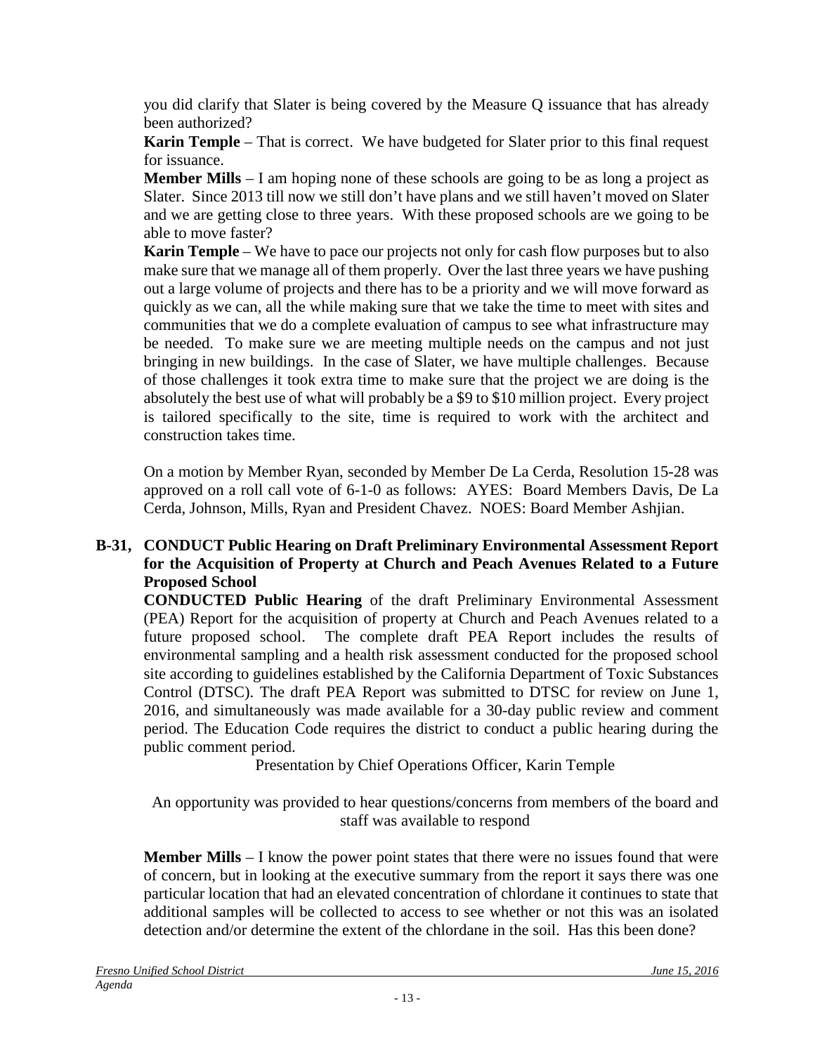you did clarify that Slater is being covered by the Measure Q issuance that has already been authorized?

**Karin Temple** – That is correct. We have budgeted for Slater prior to this final request for issuance.

**Member Mills** – I am hoping none of these schools are going to be as long a project as Slater. Since 2013 till now we still don't have plans and we still haven't moved on Slater and we are getting close to three years. With these proposed schools are we going to be able to move faster?

**Karin Temple** – We have to pace our projects not only for cash flow purposes but to also make sure that we manage all of them properly. Over the last three years we have pushing out a large volume of projects and there has to be a priority and we will move forward as quickly as we can, all the while making sure that we take the time to meet with sites and communities that we do a complete evaluation of campus to see what infrastructure may be needed. To make sure we are meeting multiple needs on the campus and not just bringing in new buildings. In the case of Slater, we have multiple challenges. Because of those challenges it took extra time to make sure that the project we are doing is the absolutely the best use of what will probably be a $9 to $10 million project. Every project is tailored specifically to the site, time is required to work with the architect and construction takes time.

On a motion by Member Ryan, seconded by Member De La Cerda, Resolution 15-28 was approved on a roll call vote of 6-1-0 as follows: AYES: Board Members Davis, De La Cerda, Johnson, Mills, Ryan and President Chavez. NOES: Board Member Ashjian.

**B-31, CONDUCT Public Hearing on Draft Preliminary Environmental Assessment Report for the Acquisition of Property at Church and Peach Avenues Related to a Future Proposed School**

**CONDUCTED Public Hearing** of the draft Preliminary Environmental Assessment (PEA) Report for the acquisition of property at Church and Peach Avenues related to a future proposed school. The complete draft PEA Report includes the results of environmental sampling and a health risk assessment conducted for the proposed school site according to guidelines established by the California Department of Toxic Substances Control (DTSC). The draft PEA Report was submitted to DTSC for review on June 1, 2016, and simultaneously was made available for a 30-day public review and comment period. The Education Code requires the district to conduct a public hearing during the public comment period.

Presentation by Chief Operations Officer, Karin Temple

An opportunity was provided to hear questions/concerns from members of the board and staff was available to respond

**Member Mills** – I know the power point states that there were no issues found that were of concern, but in looking at the executive summary from the report it says there was one particular location that had an elevated concentration of chlordane it continues to state that additional samples will be collected to access to see whether or not this was an isolated detection and/or determine the extent of the chlordane in the soil. Has this been done?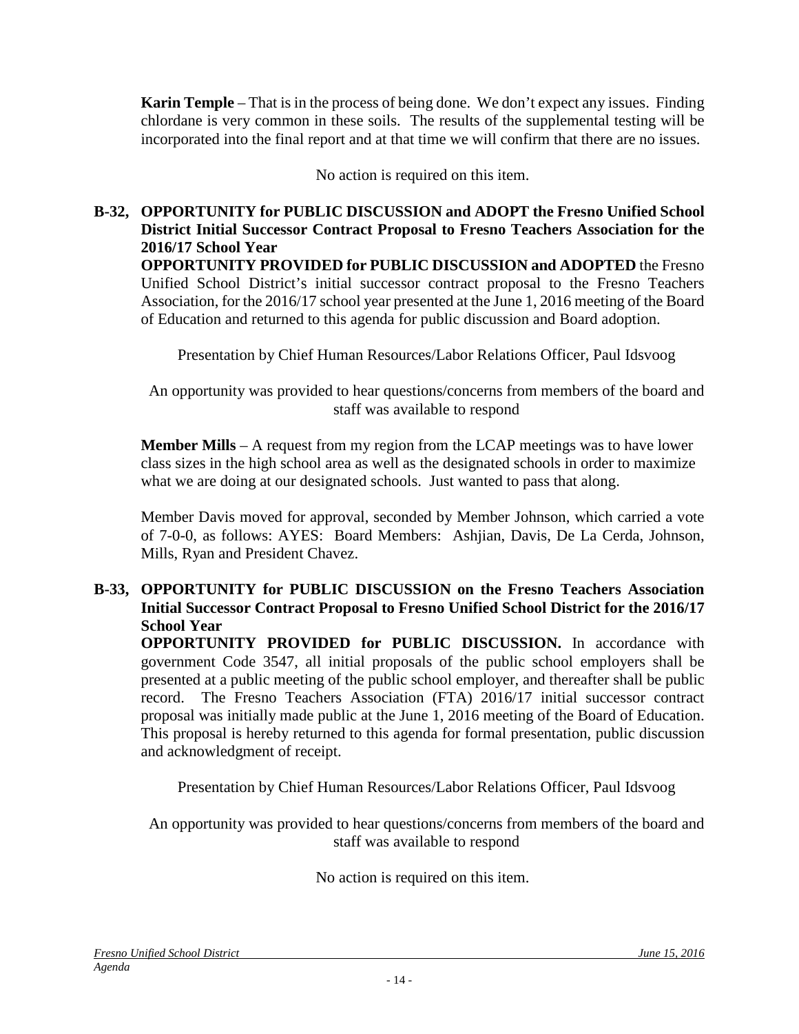**Karin Temple** – That is in the process of being done. We don't expect any issues. Finding chlordane is very common in these soils. The results of the supplemental testing will be incorporated into the final report and at that time we will confirm that there are no issues.

No action is required on this item.

**B-32, OPPORTUNITY for PUBLIC DISCUSSION and ADOPT the Fresno Unified School District Initial Successor Contract Proposal to Fresno Teachers Association for the 2016/17 School Year**

**OPPORTUNITY PROVIDED for PUBLIC DISCUSSION and ADOPTED** the Fresno Unified School District's initial successor contract proposal to the Fresno Teachers Association, for the 2016/17 school year presented at the June 1, 2016 meeting of the Board of Education and returned to this agenda for public discussion and Board adoption.

Presentation by Chief Human Resources/Labor Relations Officer, Paul Idsvoog

An opportunity was provided to hear questions/concerns from members of the board and staff was available to respond

**Member Mills** – A request from my region from the LCAP meetings was to have lower class sizes in the high school area as well as the designated schools in order to maximize what we are doing at our designated schools. Just wanted to pass that along.

Member Davis moved for approval, seconded by Member Johnson, which carried a vote of 7-0-0, as follows: AYES: Board Members: Ashjian, Davis, De La Cerda, Johnson, Mills, Ryan and President Chavez.

**B-33, OPPORTUNITY for PUBLIC DISCUSSION on the Fresno Teachers Association Initial Successor Contract Proposal to Fresno Unified School District for the 2016/17 School Year**

**OPPORTUNITY PROVIDED for PUBLIC DISCUSSION.** In accordance with government Code 3547, all initial proposals of the public school employers shall be presented at a public meeting of the public school employer, and thereafter shall be public record. The Fresno Teachers Association (FTA) 2016/17 initial successor contract proposal was initially made public at the June 1, 2016 meeting of the Board of Education. This proposal is hereby returned to this agenda for formal presentation, public discussion and acknowledgment of receipt.

Presentation by Chief Human Resources/Labor Relations Officer, Paul Idsvoog

An opportunity was provided to hear questions/concerns from members of the board and staff was available to respond

No action is required on this item.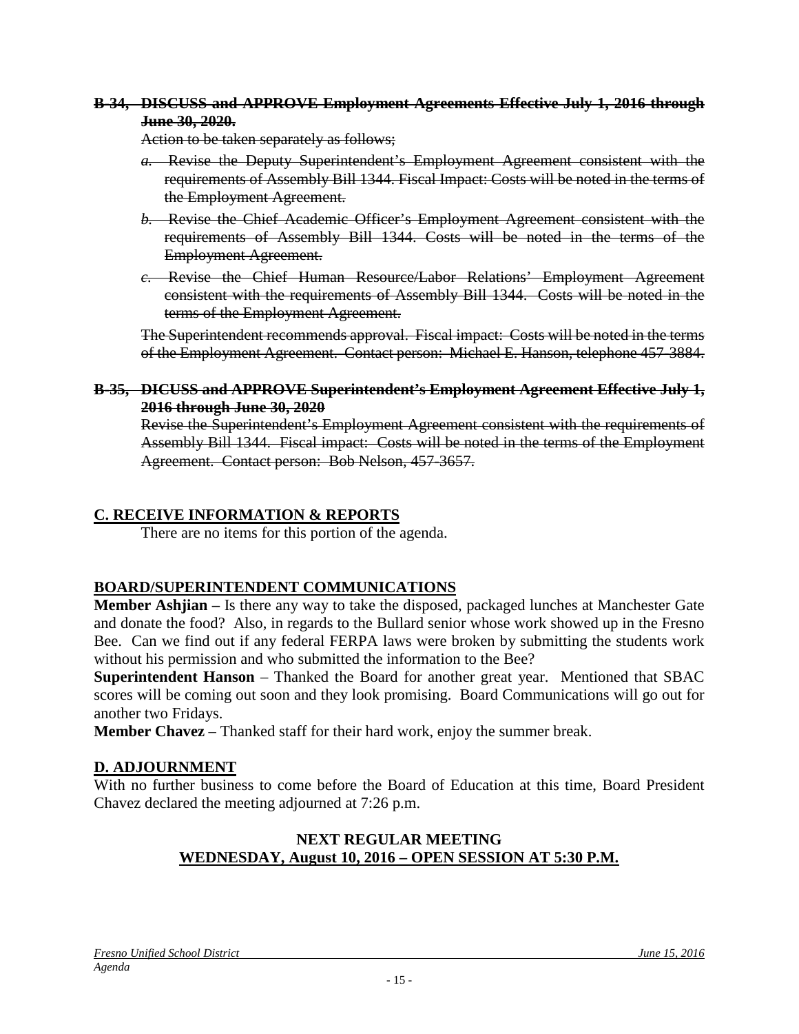~~**B-34, DISCUSS and APPROVE Employment Agreements Effective July 1, 2016 through June 30, 2020.**~~

~~Action to be taken separately as follows;~~

- ~~*a.* Revise the Deputy Superintendent's Employment Agreement consistent with the requirements of Assembly Bill 1344. Fiscal Impact: Costs will be noted in the terms of the Employment Agreement.~~
- ~~*b.* Revise the Chief Academic Officer's Employment Agreement consistent with the requirements of Assembly Bill 1344. Costs will be noted in the terms of the Employment Agreement.~~
- ~~*c.* Revise the Chief Human Resource/Labor Relations' Employment Agreement consistent with the requirements of Assembly Bill 1344. Costs will be noted in the terms of the Employment Agreement.~~

~~The Superintendent recommends approval. Fiscal impact: Costs will be noted in the terms of the Employment Agreement. Contact person: Michael E. Hanson, telephone 457-3884.~~

~~**B-35, DICUSS and APPROVE Superintendent's Employment Agreement Effective July 1, 2016 through June 30, 2020**~~

~~Revise the Superintendent's Employment Agreement consistent with the requirements of Assembly Bill 1344. Fiscal impact: Costs will be noted in the terms of the Employment Agreement. Contact person: Bob Nelson, 457-3657.~~

## C. RECEIVE INFORMATION & REPORTS

There are no items for this portion of the agenda.

## BOARD/SUPERINTENDENT COMMUNICATIONS

**Member Ashjian –** Is there any way to take the disposed, packaged lunches at Manchester Gate and donate the food? Also, in regards to the Bullard senior whose work showed up in the Fresno Bee. Can we find out if any federal FERPA laws were broken by submitting the students work without his permission and who submitted the information to the Bee?

**Superintendent Hanson** – Thanked the Board for another great year. Mentioned that SBAC scores will be coming out soon and they look promising. Board Communications will go out for another two Fridays.

**Member Chavez** – Thanked staff for their hard work, enjoy the summer break.

## D. ADJOURNMENT

With no further business to come before the Board of Education at this time, Board President Chavez declared the meeting adjourned at 7:26 p.m.

**NEXT REGULAR MEETING**

**WEDNESDAY, August 10, 2016 – OPEN SESSION AT 5:30 P.M.**